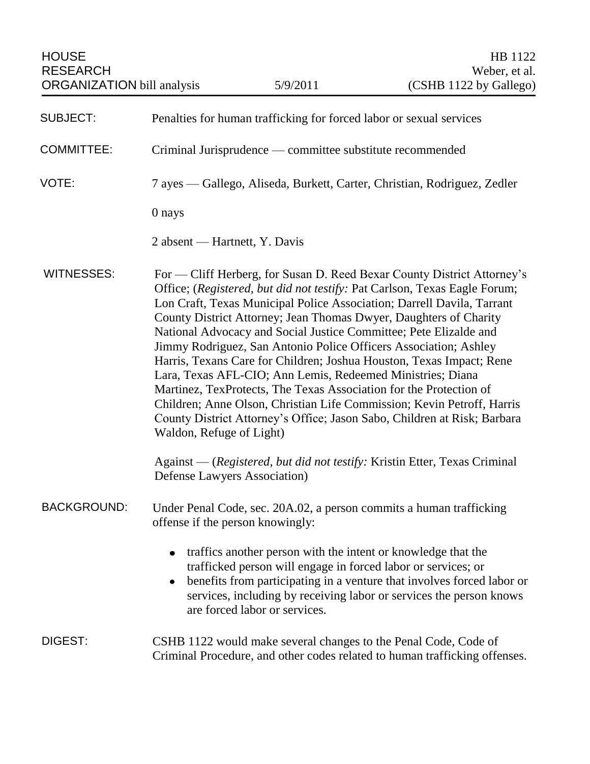HOUSE RESEARCH ORGANIZATION bill analysis | 5/9/2011 | HB 1122 Weber, et al. (CSHB 1122 by Gallego)

**SUBJECT:** Penalties for human trafficking for forced labor or sexual services

**COMMITTEE:** Criminal Jurisprudence — committee substitute recommended

**VOTE:** 7 ayes — Gallego, Aliseda, Burkett, Carter, Christian, Rodriguez, Zedler

0 nays

2 absent — Hartnett, Y. Davis

**WITNESSES:** For — Cliff Herberg, for Susan D. Reed Bexar County District Attorney's Office; (*Registered, but did not testify:* Pat Carlson, Texas Eagle Forum; Lon Craft, Texas Municipal Police Association; Darrell Davila, Tarrant County District Attorney; Jean Thomas Dwyer, Daughters of Charity National Advocacy and Social Justice Committee; Pete Elizalde and Jimmy Rodriguez, San Antonio Police Officers Association; Ashley Harris, Texans Care for Children; Joshua Houston, Texas Impact; Rene Lara, Texas AFL-CIO; Ann Lemis, Redeemed Ministries; Diana Martinez, TexProtects, The Texas Association for the Protection of Children; Anne Olson, Christian Life Commission; Kevin Petroff, Harris County District Attorney's Office; Jason Sabo, Children at Risk; Barbara Waldon, Refuge of Light)

Against — (*Registered, but did not testify:* Kristin Etter, Texas Criminal Defense Lawyers Association)

**BACKGROUND:** Under Penal Code, sec. 20A.02, a person commits a human trafficking offense if the person knowingly:

- traffics another person with the intent or knowledge that the trafficked person will engage in forced labor or services; or
- benefits from participating in a venture that involves forced labor or services, including by receiving labor or services the person knows are forced labor or services.

**DIGEST:** CSHB 1122 would make several changes to the Penal Code, Code of Criminal Procedure, and other codes related to human trafficking offenses.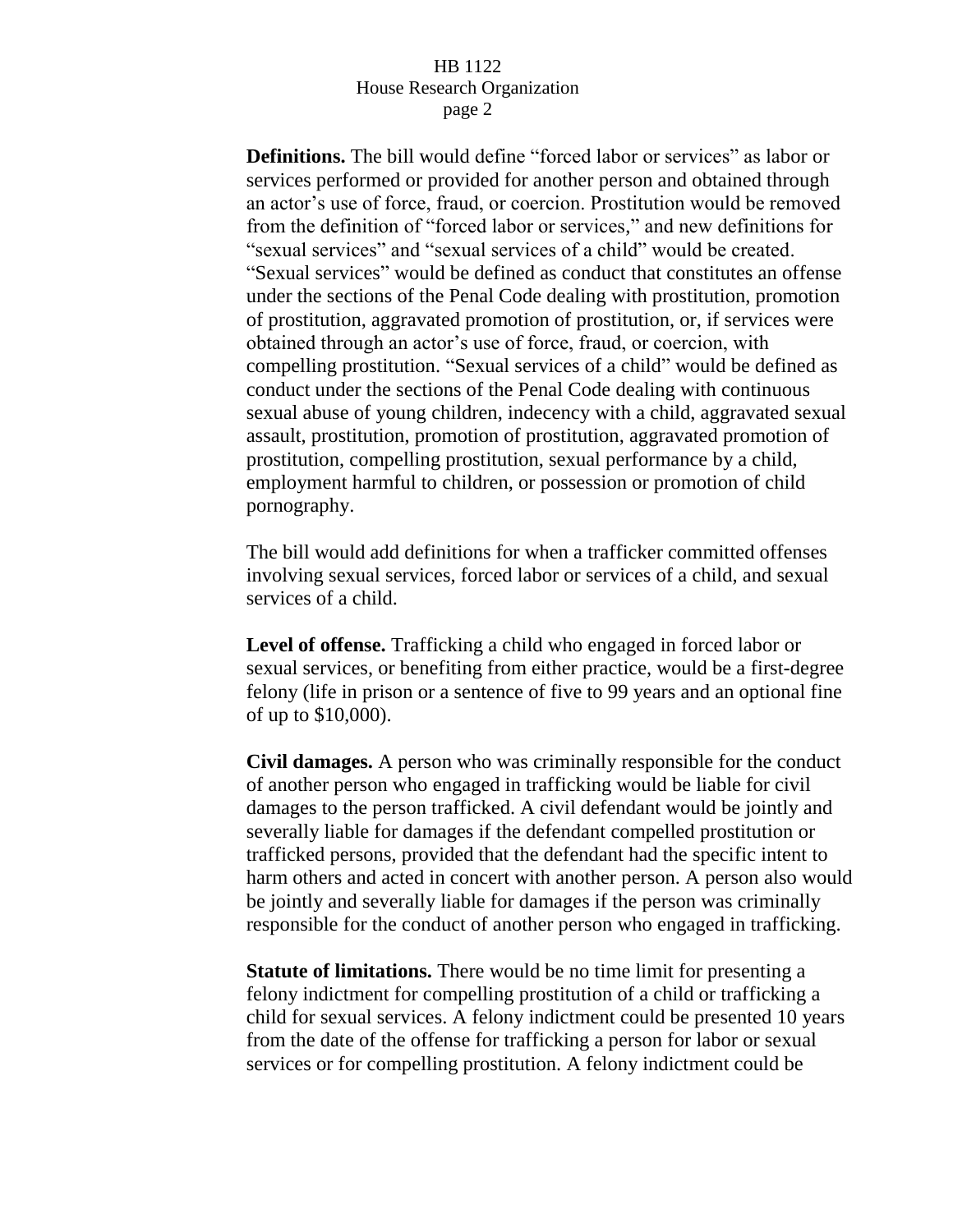**Definitions.** The bill would define "forced labor or services" as labor or services performed or provided for another person and obtained through an actor's use of force, fraud, or coercion. Prostitution would be removed from the definition of "forced labor or services," and new definitions for "sexual services" and "sexual services of a child" would be created. "Sexual services" would be defined as conduct that constitutes an offense under the sections of the Penal Code dealing with prostitution, promotion of prostitution, aggravated promotion of prostitution, or, if services were obtained through an actor's use of force, fraud, or coercion, with compelling prostitution. "Sexual services of a child" would be defined as conduct under the sections of the Penal Code dealing with continuous sexual abuse of young children, indecency with a child, aggravated sexual assault, prostitution, promotion of prostitution, aggravated promotion of prostitution, compelling prostitution, sexual performance by a child, employment harmful to children, or possession or promotion of child pornography.

The bill would add definitions for when a trafficker committed offenses involving sexual services, forced labor or services of a child, and sexual services of a child.

**Level of offense.** Trafficking a child who engaged in forced labor or sexual services, or benefiting from either practice, would be a first-degree felony (life in prison or a sentence of five to 99 years and an optional fine of up to $10,000).

**Civil damages.** A person who was criminally responsible for the conduct of another person who engaged in trafficking would be liable for civil damages to the person trafficked. A civil defendant would be jointly and severally liable for damages if the defendant compelled prostitution or trafficked persons, provided that the defendant had the specific intent to harm others and acted in concert with another person. A person also would be jointly and severally liable for damages if the person was criminally responsible for the conduct of another person who engaged in trafficking.

**Statute of limitations.** There would be no time limit for presenting a felony indictment for compelling prostitution of a child or trafficking a child for sexual services. A felony indictment could be presented 10 years from the date of the offense for trafficking a person for labor or sexual services or for compelling prostitution. A felony indictment could be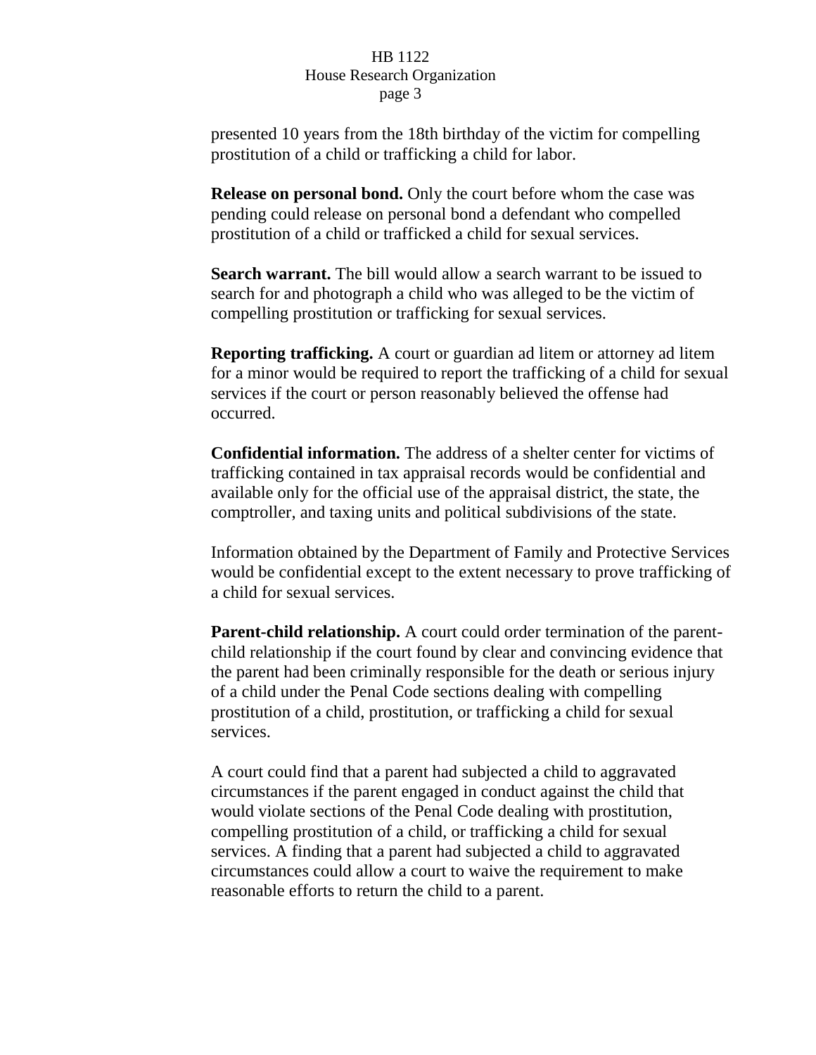presented 10 years from the 18th birthday of the victim for compelling prostitution of a child or trafficking a child for labor.

**Release on personal bond.** Only the court before whom the case was pending could release on personal bond a defendant who compelled prostitution of a child or trafficked a child for sexual services.

**Search warrant.** The bill would allow a search warrant to be issued to search for and photograph a child who was alleged to be the victim of compelling prostitution or trafficking for sexual services.

**Reporting trafficking.** A court or guardian ad litem or attorney ad litem for a minor would be required to report the trafficking of a child for sexual services if the court or person reasonably believed the offense had occurred.

**Confidential information.** The address of a shelter center for victims of trafficking contained in tax appraisal records would be confidential and available only for the official use of the appraisal district, the state, the comptroller, and taxing units and political subdivisions of the state.

Information obtained by the Department of Family and Protective Services would be confidential except to the extent necessary to prove trafficking of a child for sexual services.

**Parent-child relationship.** A court could order termination of the parent-child relationship if the court found by clear and convincing evidence that the parent had been criminally responsible for the death or serious injury of a child under the Penal Code sections dealing with compelling prostitution of a child, prostitution, or trafficking a child for sexual services.

A court could find that a parent had subjected a child to aggravated circumstances if the parent engaged in conduct against the child that would violate sections of the Penal Code dealing with prostitution, compelling prostitution of a child, or trafficking a child for sexual services. A finding that a parent had subjected a child to aggravated circumstances could allow a court to waive the requirement to make reasonable efforts to return the child to a parent.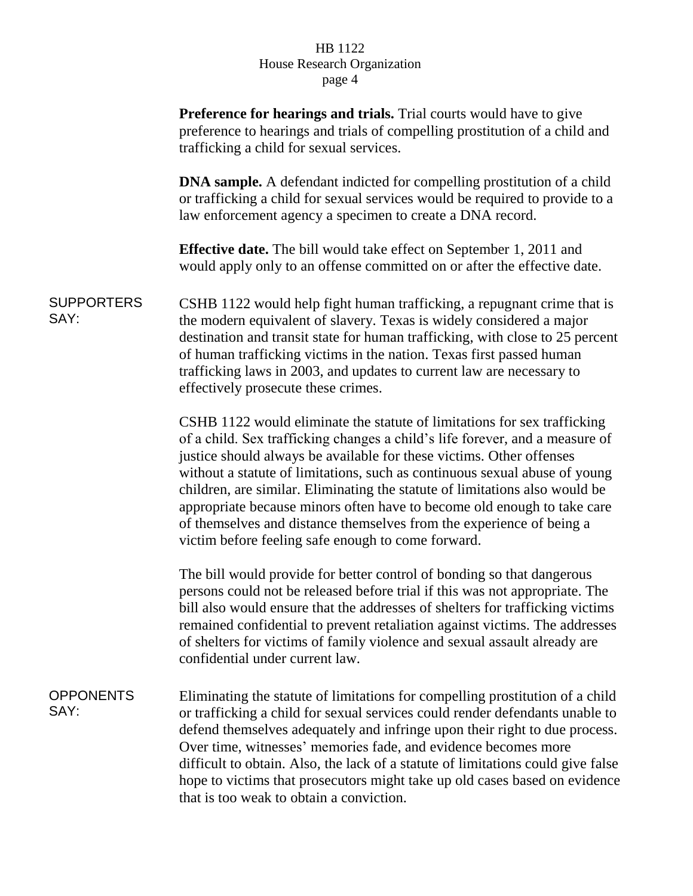**Preference for hearings and trials.** Trial courts would have to give preference to hearings and trials of compelling prostitution of a child and trafficking a child for sexual services.

**DNA sample.** A defendant indicted for compelling prostitution of a child or trafficking a child for sexual services would be required to provide to a law enforcement agency a specimen to create a DNA record.

**Effective date.** The bill would take effect on September 1, 2011 and would apply only to an offense committed on or after the effective date.

SUPPORTERS SAY:

CSHB 1122 would help fight human trafficking, a repugnant crime that is the modern equivalent of slavery. Texas is widely considered a major destination and transit state for human trafficking, with close to 25 percent of human trafficking victims in the nation. Texas first passed human trafficking laws in 2003, and updates to current law are necessary to effectively prosecute these crimes.

CSHB 1122 would eliminate the statute of limitations for sex trafficking of a child. Sex trafficking changes a child's life forever, and a measure of justice should always be available for these victims. Other offenses without a statute of limitations, such as continuous sexual abuse of young children, are similar. Eliminating the statute of limitations also would be appropriate because minors often have to become old enough to take care of themselves and distance themselves from the experience of being a victim before feeling safe enough to come forward.

The bill would provide for better control of bonding so that dangerous persons could not be released before trial if this was not appropriate. The bill also would ensure that the addresses of shelters for trafficking victims remained confidential to prevent retaliation against victims. The addresses of shelters for victims of family violence and sexual assault already are confidential under current law.

OPPONENTS SAY:

Eliminating the statute of limitations for compelling prostitution of a child or trafficking a child for sexual services could render defendants unable to defend themselves adequately and infringe upon their right to due process. Over time, witnesses' memories fade, and evidence becomes more difficult to obtain. Also, the lack of a statute of limitations could give false hope to victims that prosecutors might take up old cases based on evidence that is too weak to obtain a conviction.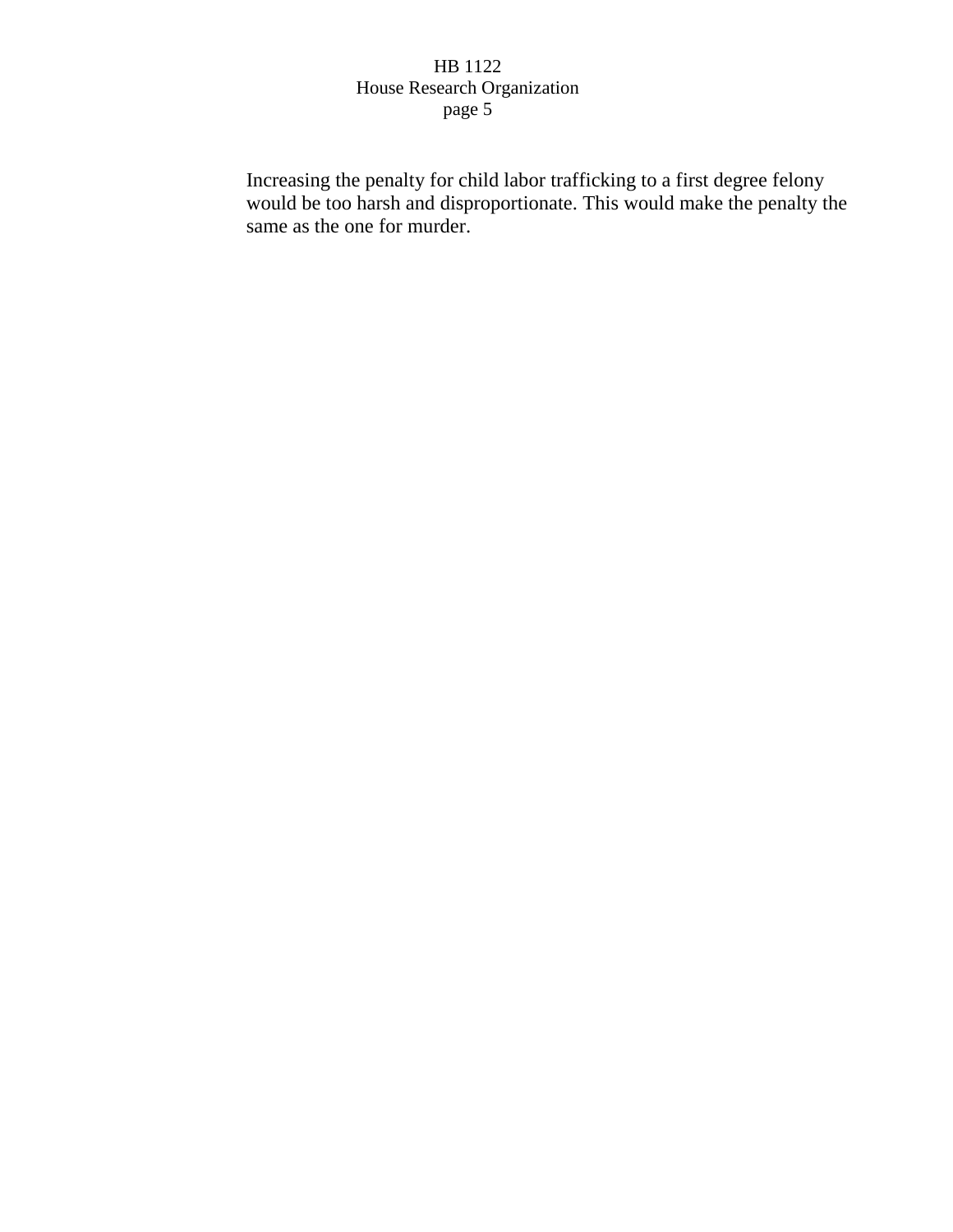Increasing the penalty for child labor trafficking to a first degree felony would be too harsh and disproportionate. This would make the penalty the same as the one for murder.